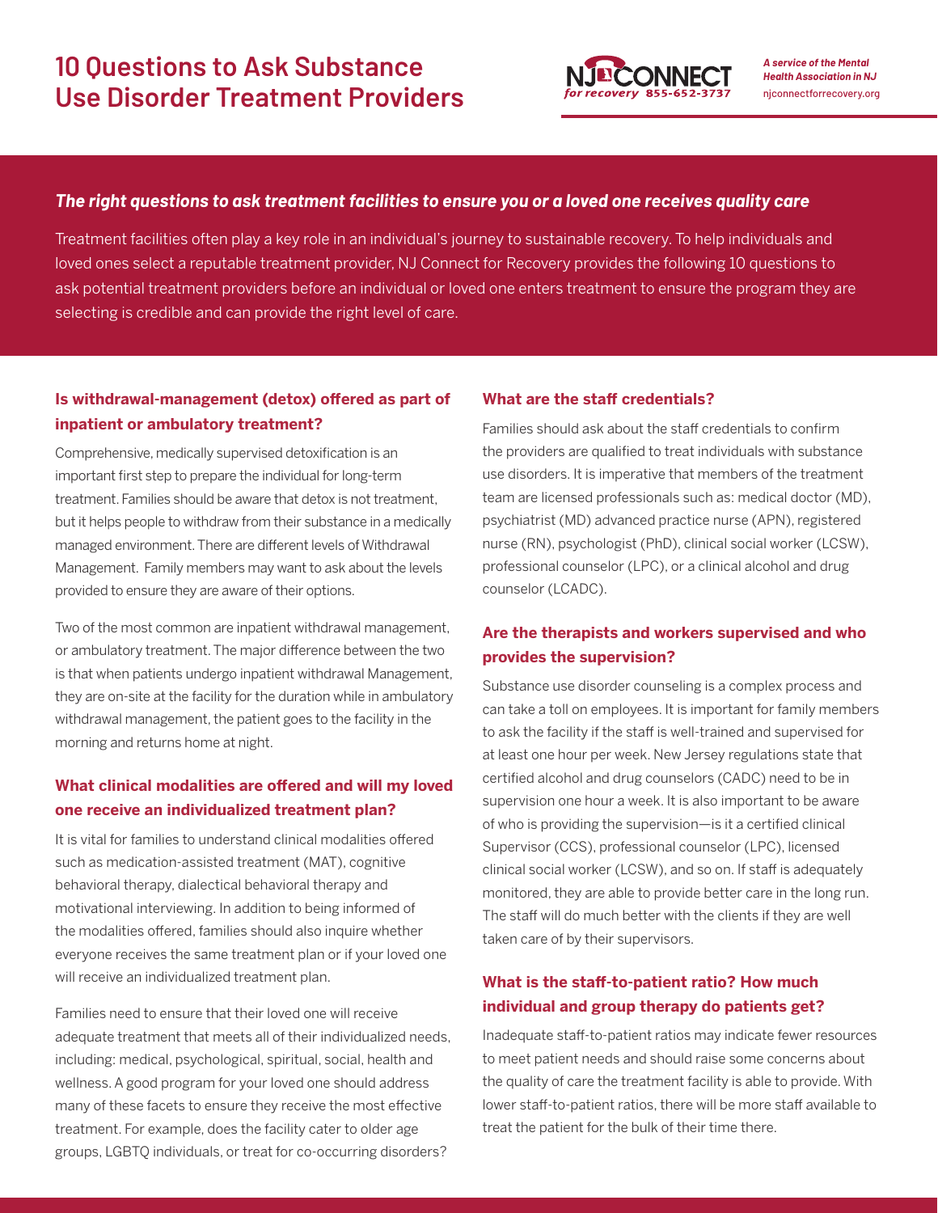# 10 Questions to Ask Substance Use Disorder Treatment Providers

NJ CONNECT for recovery 855-652-3737

*A service of the Mental Health Association in NJ*
njconnectforrecovery.org

***The right questions to ask treatment facilities to ensure you or a loved one receives quality care***

Treatment facilities often play a key role in an individual's journey to sustainable recovery. To help individuals and loved ones select a reputable treatment provider, NJ Connect for Recovery provides the following 10 questions to ask potential treatment providers before an individual or loved one enters treatment to ensure the program they are selecting is credible and can provide the right level of care.

### Is withdrawal-management (detox) offered as part of inpatient or ambulatory treatment?

Comprehensive, medically supervised detoxification is an important first step to prepare the individual for long-term treatment. Families should be aware that detox is not treatment, but it helps people to withdraw from their substance in a medically managed environment. There are different levels of Withdrawal Management. Family members may want to ask about the levels provided to ensure they are aware of their options.

Two of the most common are inpatient withdrawal management, or ambulatory treatment. The major difference between the two is that when patients undergo inpatient withdrawal Management, they are on-site at the facility for the duration while in ambulatory withdrawal management, the patient goes to the facility in the morning and returns home at night.

### What clinical modalities are offered and will my loved one receive an individualized treatment plan?

It is vital for families to understand clinical modalities offered such as medication-assisted treatment (MAT), cognitive behavioral therapy, dialectical behavioral therapy and motivational interviewing. In addition to being informed of the modalities offered, families should also inquire whether everyone receives the same treatment plan or if your loved one will receive an individualized treatment plan.

Families need to ensure that their loved one will receive adequate treatment that meets all of their individualized needs, including: medical, psychological, spiritual, social, health and wellness. A good program for your loved one should address many of these facets to ensure they receive the most effective treatment. For example, does the facility cater to older age groups, LGBTQ individuals, or treat for co-occurring disorders?

### What are the staff credentials?

Families should ask about the staff credentials to confirm the providers are qualified to treat individuals with substance use disorders. It is imperative that members of the treatment team are licensed professionals such as: medical doctor (MD), psychiatrist (MD) advanced practice nurse (APN), registered nurse (RN), psychologist (PhD), clinical social worker (LCSW), professional counselor (LPC), or a clinical alcohol and drug counselor (LCADC).

### Are the therapists and workers supervised and who provides the supervision?

Substance use disorder counseling is a complex process and can take a toll on employees. It is important for family members to ask the facility if the staff is well-trained and supervised for at least one hour per week. New Jersey regulations state that certified alcohol and drug counselors (CADC) need to be in supervision one hour a week. It is also important to be aware of who is providing the supervision—is it a certified clinical Supervisor (CCS), professional counselor (LPC), licensed clinical social worker (LCSW), and so on. If staff is adequately monitored, they are able to provide better care in the long run. The staff will do much better with the clients if they are well taken care of by their supervisors.

### What is the staff-to-patient ratio? How much individual and group therapy do patients get?

Inadequate staff-to-patient ratios may indicate fewer resources to meet patient needs and should raise some concerns about the quality of care the treatment facility is able to provide. With lower staff-to-patient ratios, there will be more staff available to treat the patient for the bulk of their time there.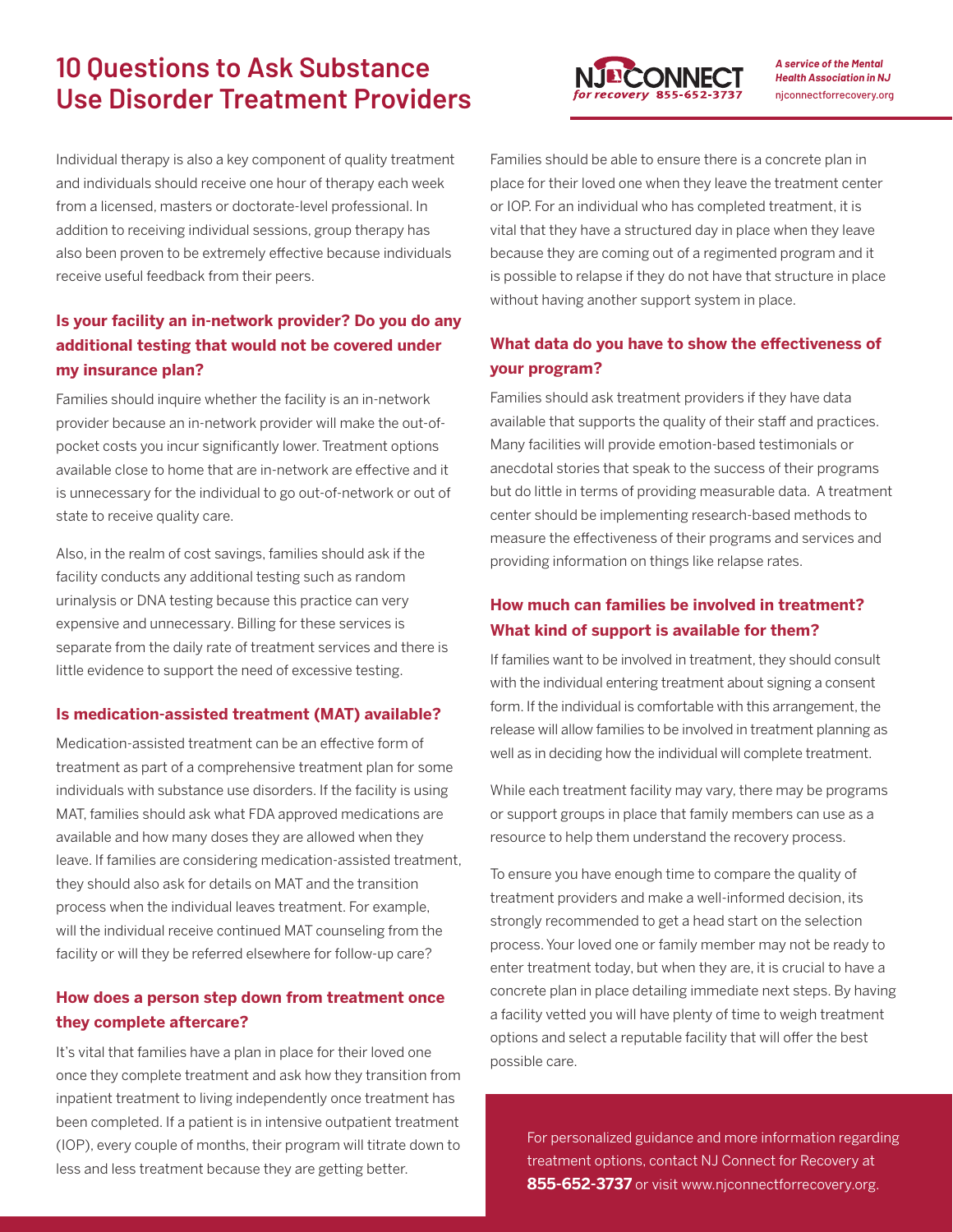# 10 Questions to Ask Substance Use Disorder Treatment Providers

NJ CONNECT for recovery 855-652-3737

*A service of the Mental Health Association in NJ*
njconnectforrecovery.org

Individual therapy is also a key component of quality treatment and individuals should receive one hour of therapy each week from a licensed, masters or doctorate-level professional. In addition to receiving individual sessions, group therapy has also been proven to be extremely effective because individuals receive useful feedback from their peers.

### Is your facility an in-network provider? Do you do any additional testing that would not be covered under my insurance plan?

Families should inquire whether the facility is an in-network provider because an in-network provider will make the out-of-pocket costs you incur significantly lower. Treatment options available close to home that are in-network are effective and it is unnecessary for the individual to go out-of-network or out of state to receive quality care.

Also, in the realm of cost savings, families should ask if the facility conducts any additional testing such as random urinalysis or DNA testing because this practice can very expensive and unnecessary. Billing for these services is separate from the daily rate of treatment services and there is little evidence to support the need of excessive testing.

### Is medication-assisted treatment (MAT) available?

Medication-assisted treatment can be an effective form of treatment as part of a comprehensive treatment plan for some individuals with substance use disorders. If the facility is using MAT, families should ask what FDA approved medications are available and how many doses they are allowed when they leave. If families are considering medication-assisted treatment, they should also ask for details on MAT and the transition process when the individual leaves treatment. For example, will the individual receive continued MAT counseling from the facility or will they be referred elsewhere for follow-up care?

### How does a person step down from treatment once they complete aftercare?

It's vital that families have a plan in place for their loved one once they complete treatment and ask how they transition from inpatient treatment to living independently once treatment has been completed. If a patient is in intensive outpatient treatment (IOP), every couple of months, their program will titrate down to less and less treatment because they are getting better.

Families should be able to ensure there is a concrete plan in place for their loved one when they leave the treatment center or IOP. For an individual who has completed treatment, it is vital that they have a structured day in place when they leave because they are coming out of a regimented program and it is possible to relapse if they do not have that structure in place without having another support system in place.

### What data do you have to show the effectiveness of your program?

Families should ask treatment providers if they have data available that supports the quality of their staff and practices. Many facilities will provide emotion-based testimonials or anecdotal stories that speak to the success of their programs but do little in terms of providing measurable data. A treatment center should be implementing research-based methods to measure the effectiveness of their programs and services and providing information on things like relapse rates.

### How much can families be involved in treatment? What kind of support is available for them?

If families want to be involved in treatment, they should consult with the individual entering treatment about signing a consent form. If the individual is comfortable with this arrangement, the release will allow families to be involved in treatment planning as well as in deciding how the individual will complete treatment.

While each treatment facility may vary, there may be programs or support groups in place that family members can use as a resource to help them understand the recovery process.

To ensure you have enough time to compare the quality of treatment providers and make a well-informed decision, its strongly recommended to get a head start on the selection process. Your loved one or family member may not be ready to enter treatment today, but when they are, it is crucial to have a concrete plan in place detailing immediate next steps. By having a facility vetted you will have plenty of time to weigh treatment options and select a reputable facility that will offer the best possible care.

For personalized guidance and more information regarding treatment options, contact NJ Connect for Recovery at **855-652-3737** or visit www.njconnectforrecovery.org.